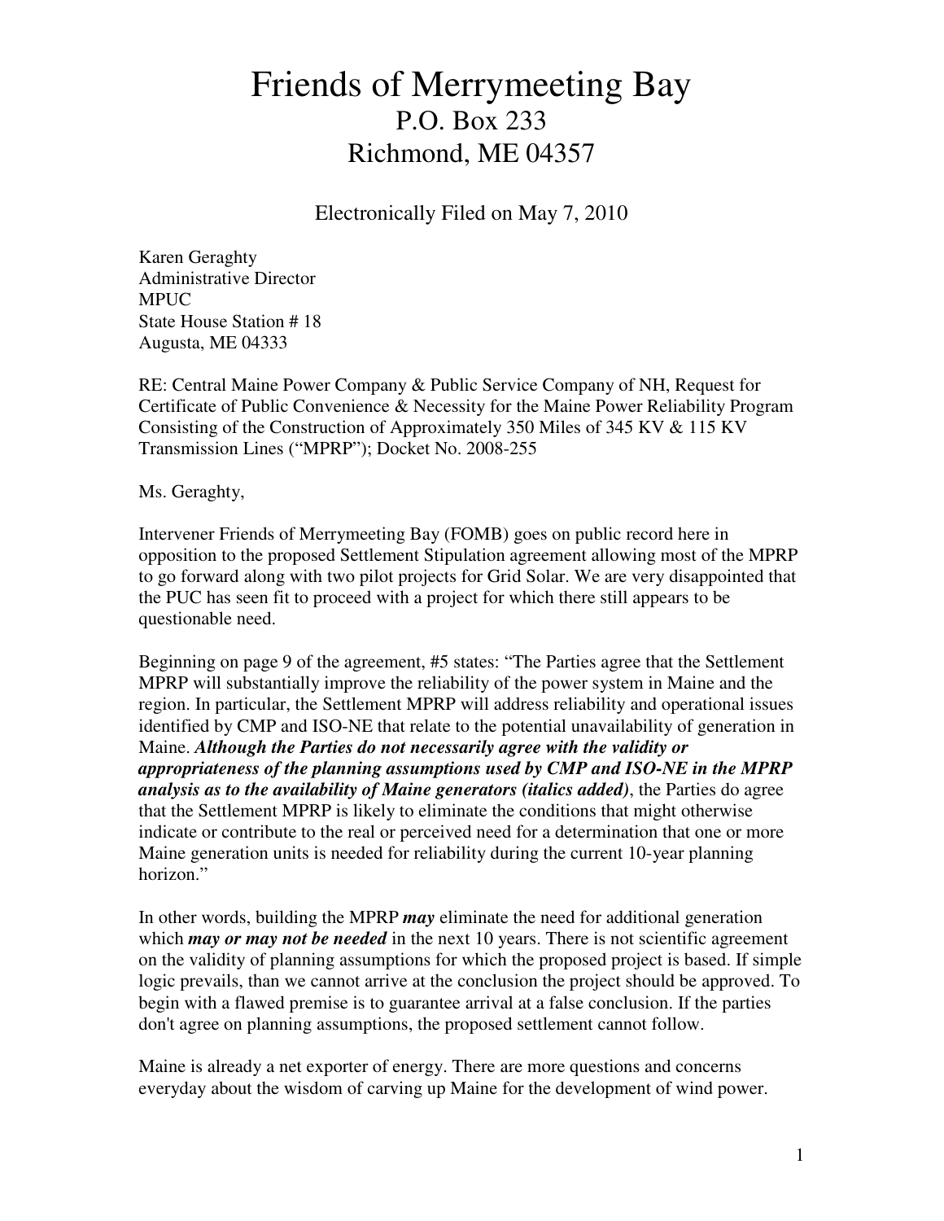# Friends of Merrymeeting Bay
## P.O. Box 233
## Richmond, ME 04357

Electronically Filed on May 7, 2010

Karen Geraghty
Administrative Director
MPUC
State House Station # 18
Augusta, ME 04333

RE: Central Maine Power Company & Public Service Company of NH, Request for Certificate of Public Convenience & Necessity for the Maine Power Reliability Program Consisting of the Construction of Approximately 350 Miles of 345 KV & 115 KV Transmission Lines ("MPRP"); Docket No. 2008-255

Ms. Geraghty,

Intervener Friends of Merrymeeting Bay (FOMB) goes on public record here in opposition to the proposed Settlement Stipulation agreement allowing most of the MPRP to go forward along with two pilot projects for Grid Solar. We are very disappointed that the PUC has seen fit to proceed with a project for which there still appears to be questionable need.

Beginning on page 9 of the agreement, #5 states: "The Parties agree that the Settlement MPRP will substantially improve the reliability of the power system in Maine and the region. In particular, the Settlement MPRP will address reliability and operational issues identified by CMP and ISO-NE that relate to the potential unavailability of generation in Maine. ***Although the Parties do not necessarily agree with the validity or appropriateness of the planning assumptions used by CMP and ISO-NE in the MPRP analysis as to the availability of Maine generators (italics added)***, the Parties do agree that the Settlement MPRP is likely to eliminate the conditions that might otherwise indicate or contribute to the real or perceived need for a determination that one or more Maine generation units is needed for reliability during the current 10-year planning horizon."

In other words, building the MPRP ***may*** eliminate the need for additional generation which ***may or may not be needed*** in the next 10 years. There is not scientific agreement on the validity of planning assumptions for which the proposed project is based. If simple logic prevails, than we cannot arrive at the conclusion the project should be approved. To begin with a flawed premise is to guarantee arrival at a false conclusion. If the parties don't agree on planning assumptions, the proposed settlement cannot follow.

Maine is already a net exporter of energy. There are more questions and concerns everyday about the wisdom of carving up Maine for the development of wind power.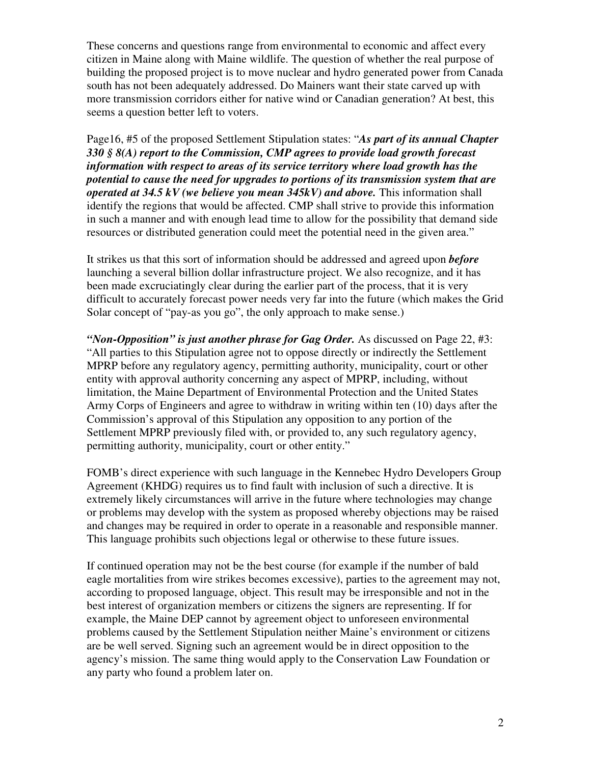These concerns and questions range from environmental to economic and affect every citizen in Maine along with Maine wildlife. The question of whether the real purpose of building the proposed project is to move nuclear and hydro generated power from Canada south has not been adequately addressed. Do Mainers want their state carved up with more transmission corridors either for native wind or Canadian generation? At best, this seems a question better left to voters.

Page16, #5 of the proposed Settlement Stipulation states: "***As part of its annual Chapter 330 § 8(A) report to the Commission, CMP agrees to provide load growth forecast information with respect to areas of its service territory where load growth has the potential to cause the need for upgrades to portions of its transmission system that are operated at 34.5 kV (we believe you mean 345kV) and above.*** This information shall identify the regions that would be affected. CMP shall strive to provide this information in such a manner and with enough lead time to allow for the possibility that demand side resources or distributed generation could meet the potential need in the given area."

It strikes us that this sort of information should be addressed and agreed upon ***before*** launching a several billion dollar infrastructure project. We also recognize, and it has been made excruciatingly clear during the earlier part of the process, that it is very difficult to accurately forecast power needs very far into the future (which makes the Grid Solar concept of "pay-as you go", the only approach to make sense.)

***"Non-Opposition" is just another phrase for Gag Order.*** As discussed on Page 22, #3: "All parties to this Stipulation agree not to oppose directly or indirectly the Settlement MPRP before any regulatory agency, permitting authority, municipality, court or other entity with approval authority concerning any aspect of MPRP, including, without limitation, the Maine Department of Environmental Protection and the United States Army Corps of Engineers and agree to withdraw in writing within ten (10) days after the Commission's approval of this Stipulation any opposition to any portion of the Settlement MPRP previously filed with, or provided to, any such regulatory agency, permitting authority, municipality, court or other entity."

FOMB's direct experience with such language in the Kennebec Hydro Developers Group Agreement (KHDG) requires us to find fault with inclusion of such a directive. It is extremely likely circumstances will arrive in the future where technologies may change or problems may develop with the system as proposed whereby objections may be raised and changes may be required in order to operate in a reasonable and responsible manner. This language prohibits such objections legal or otherwise to these future issues.

If continued operation may not be the best course (for example if the number of bald eagle mortalities from wire strikes becomes excessive), parties to the agreement may not, according to proposed language, object. This result may be irresponsible and not in the best interest of organization members or citizens the signers are representing. If for example, the Maine DEP cannot by agreement object to unforeseen environmental problems caused by the Settlement Stipulation neither Maine's environment or citizens are be well served. Signing such an agreement would be in direct opposition to the agency's mission. The same thing would apply to the Conservation Law Foundation or any party who found a problem later on.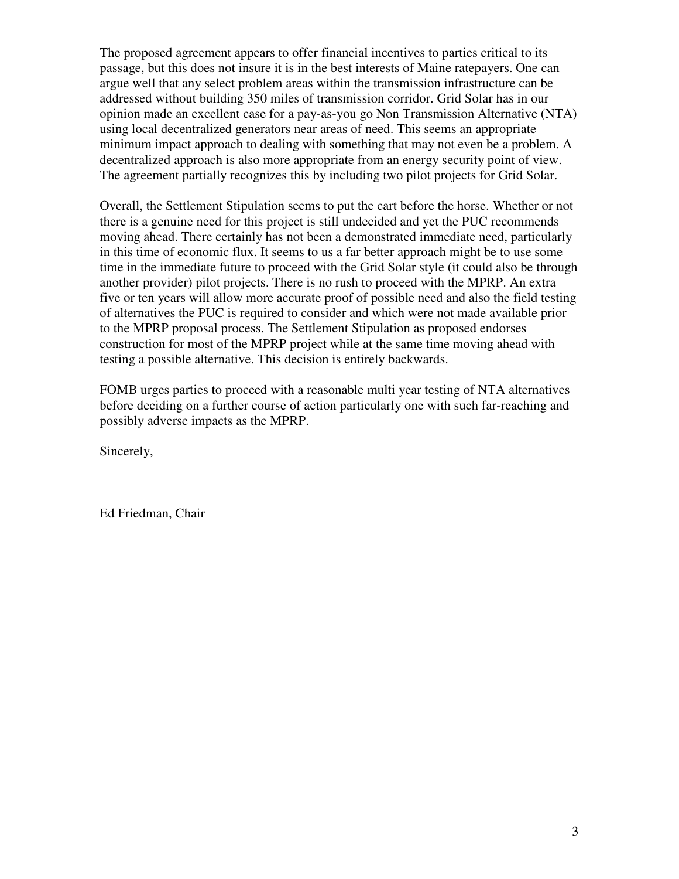The proposed agreement appears to offer financial incentives to parties critical to its passage, but this does not insure it is in the best interests of Maine ratepayers. One can argue well that any select problem areas within the transmission infrastructure can be addressed without building 350 miles of transmission corridor. Grid Solar has in our opinion made an excellent case for a pay-as-you go Non Transmission Alternative (NTA) using local decentralized generators near areas of need. This seems an appropriate minimum impact approach to dealing with something that may not even be a problem. A decentralized approach is also more appropriate from an energy security point of view. The agreement partially recognizes this by including two pilot projects for Grid Solar.

Overall, the Settlement Stipulation seems to put the cart before the horse. Whether or not there is a genuine need for this project is still undecided and yet the PUC recommends moving ahead. There certainly has not been a demonstrated immediate need, particularly in this time of economic flux. It seems to us a far better approach might be to use some time in the immediate future to proceed with the Grid Solar style (it could also be through another provider) pilot projects. There is no rush to proceed with the MPRP. An extra five or ten years will allow more accurate proof of possible need and also the field testing of alternatives the PUC is required to consider and which were not made available prior to the MPRP proposal process. The Settlement Stipulation as proposed endorses construction for most of the MPRP project while at the same time moving ahead with testing a possible alternative. This decision is entirely backwards.

FOMB urges parties to proceed with a reasonable multi year testing of NTA alternatives before deciding on a further course of action particularly one with such far-reaching and possibly adverse impacts as the MPRP.

Sincerely,

Ed Friedman, Chair